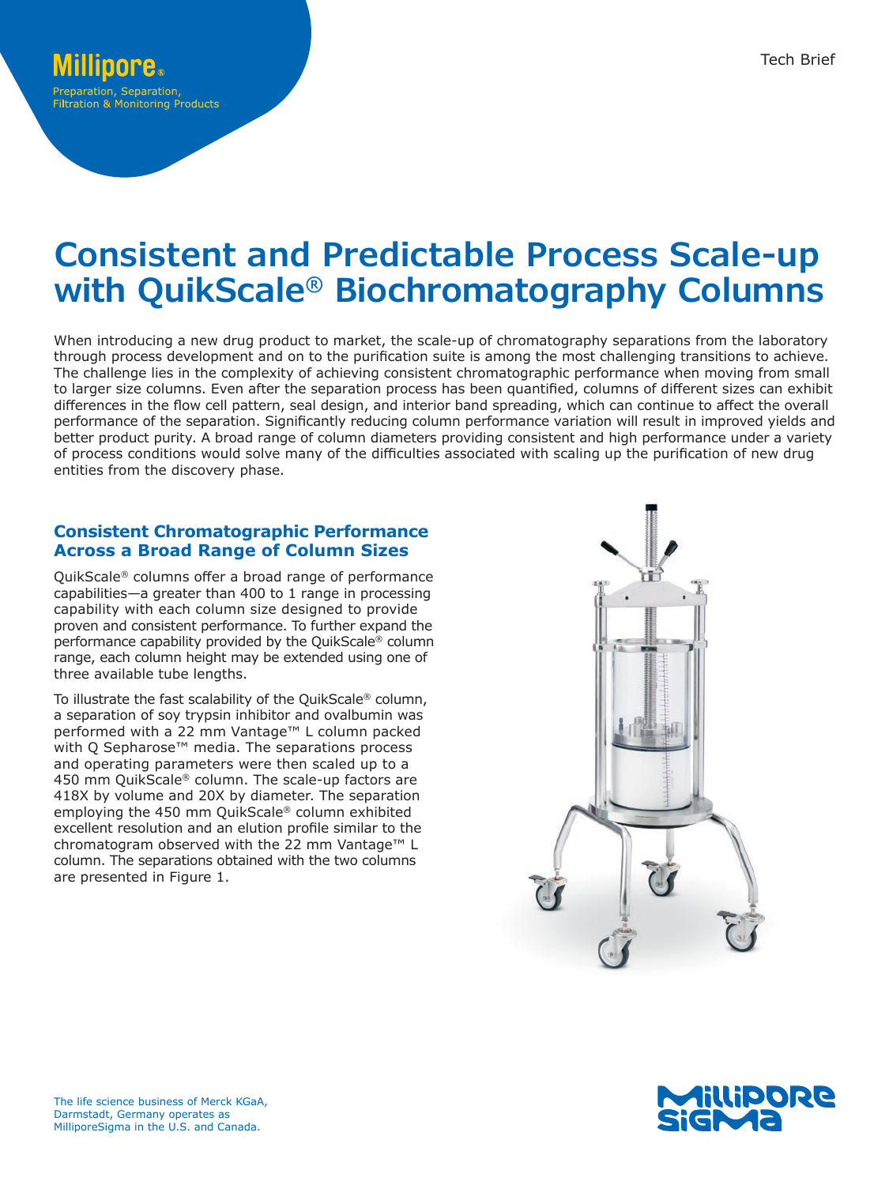Millipore®

Preparation, Separation, Filtration & Monitoring Products

Tech Brief

# Consistent and Predictable Process Scale-up with QuikScale® Biochromatography Columns

When introducing a new drug product to market, the scale-up of chromatography separations from the laboratory through process development and on to the purification suite is among the most challenging transitions to achieve. The challenge lies in the complexity of achieving consistent chromatographic performance when moving from small to larger size columns. Even after the separation process has been quantified, columns of different sizes can exhibit differences in the flow cell pattern, seal design, and interior band spreading, which can continue to affect the overall performance of the separation. Significantly reducing column performance variation will result in improved yields and better product purity. A broad range of column diameters providing consistent and high performance under a variety of process conditions would solve many of the difficulties associated with scaling up the purification of new drug entities from the discovery phase.

## Consistent Chromatographic Performance Across a Broad Range of Column Sizes

QuikScale® columns offer a broad range of performance capabilities—a greater than 400 to 1 range in processing capability with each column size designed to provide proven and consistent performance. To further expand the performance capability provided by the QuikScale® column range, each column height may be extended using one of three available tube lengths.

To illustrate the fast scalability of the QuikScale® column, a separation of soy trypsin inhibitor and ovalbumin was performed with a 22 mm Vantage™ L column packed with Q Sepharose™ media. The separations process and operating parameters were then scaled up to a 450 mm QuikScale® column. The scale-up factors are 418X by volume and 20X by diameter. The separation employing the 450 mm QuikScale® column exhibited excellent resolution and an elution profile similar to the chromatogram observed with the 22 mm Vantage™ L column. The separations obtained with the two columns are presented in Figure 1.

The life science business of Merck KGaA, Darmstadt, Germany operates as MilliporeSigma in the U.S. and Canada.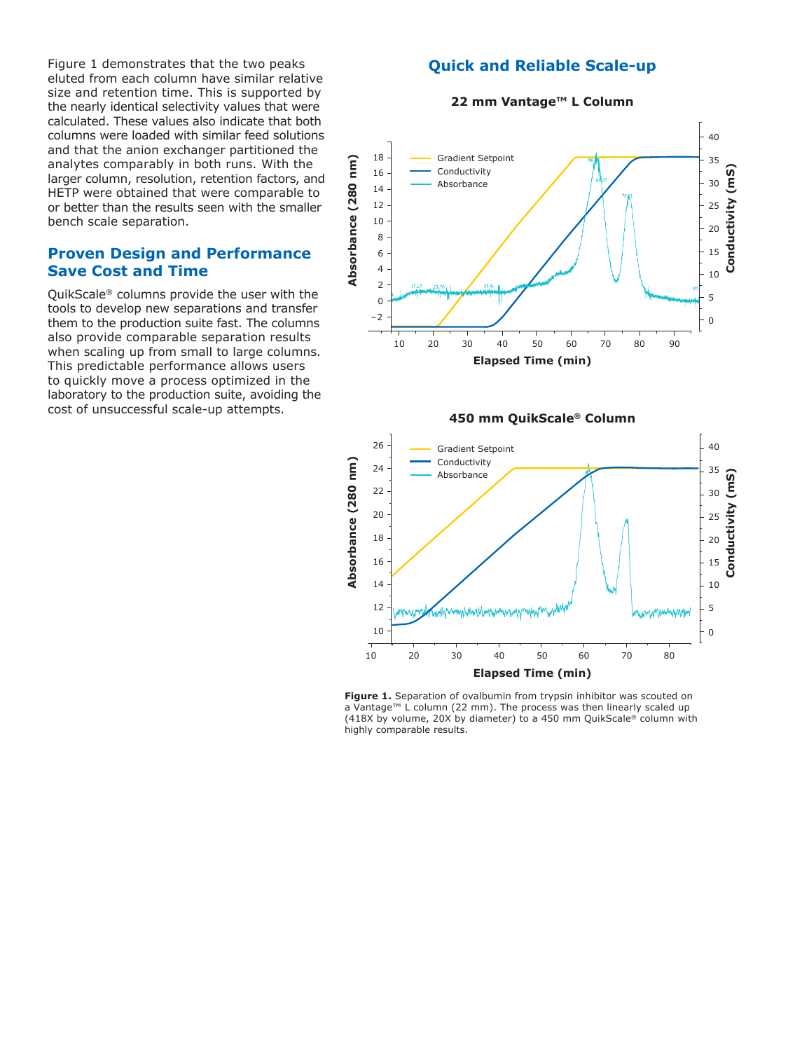Figure 1 demonstrates that the two peaks eluted from each column have similar relative size and retention time. This is supported by the nearly identical selectivity values that were calculated. These values also indicate that both columns were loaded with similar feed solutions and that the anion exchanger partitioned the analytes comparably in both runs. With the larger column, resolution, retention factors, and HETP were obtained that were comparable to or better than the results seen with the smaller bench scale separation.

## Proven Design and Performance Save Cost and Time

QuikScale® columns provide the user with the tools to develop new separations and transfer them to the production suite fast. The columns also provide comparable separation results when scaling up from small to large columns. This predictable performance allows users to quickly move a process optimized in the laboratory to the production suite, avoiding the cost of unsuccessful scale-up attempts.

## Quick and Reliable Scale-up

**22 mm Vantage™ L Column**

**450 mm QuikScale® Column**

**Figure 1.** Separation of ovalbumin from trypsin inhibitor was scouted on a Vantage™ L column (22 mm). The process was then linearly scaled up (418X by volume, 20X by diameter) to a 450 mm QuikScale® column with highly comparable results.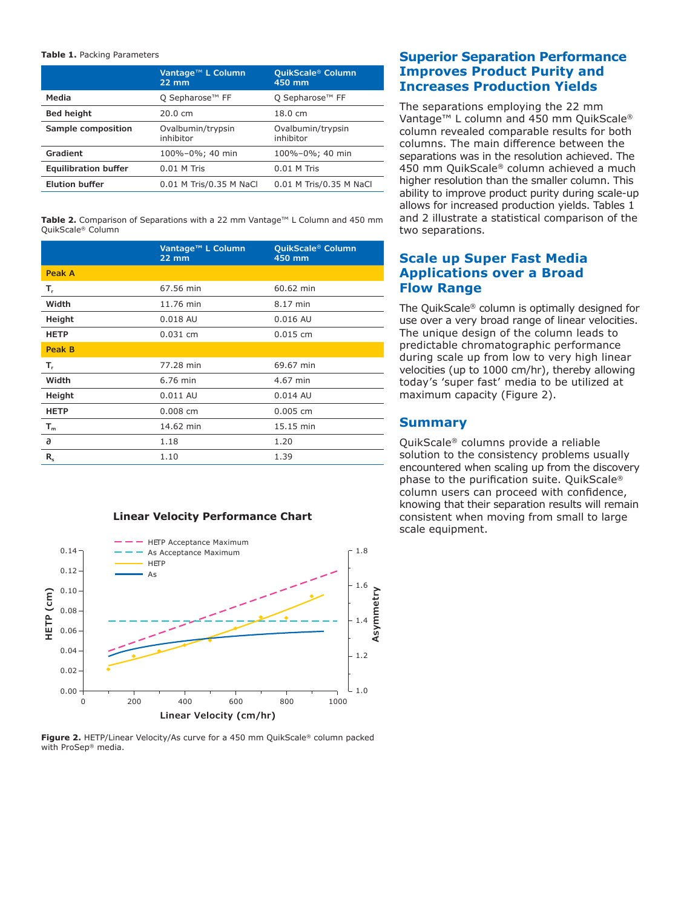**Table 1.** Packing Parameters

| | Vantage™ L Column 22 mm | QuikScale® Column 450 mm |
|---|---|---|
| **Media** | Q Sepharose™ FF | Q Sepharose™ FF |
| **Bed height** | 20.0 cm | 18.0 cm |
| **Sample composition** | Ovalbumin/trypsin inhibitor | Ovalbumin/trypsin inhibitor |
| **Gradient** | 100%–0%; 40 min | 100%–0%; 40 min |
| **Equilibration buffer** | 0.01 M Tris | 0.01 M Tris |
| **Elution buffer** | 0.01 M Tris/0.35 M NaCl | 0.01 M Tris/0.35 M NaCl |

**Table 2.** Comparison of Separations with a 22 mm Vantage™ L Column and 450 mm QuikScale® Column

| | Vantage™ L Column 22 mm | QuikScale® Column 450 mm |
|---|---|---|
| **Peak A** | | |
| **$T_r$** | 67.56 min | 60.62 min |
| **Width** | 11.76 min | 8.17 min |
| **Height** | 0.018 AU | 0.016 AU |
| **HETP** | 0.031 cm | 0.015 cm |
| **Peak B** | | |
| **$T_r$** | 77.28 min | 69.67 min |
| **Width** | 6.76 min | 4.67 min |
| **Height** | 0.011 AU | 0.014 AU |
| **HETP** | 0.008 cm | 0.005 cm |
| **$T_m$** | 14.62 min | 15.15 min |
| **$\partial$** | 1.18 | 1.20 |
| **$R_s$** | 1.10 | 1.39 |

**Linear Velocity Performance Chart**

**Figure 2.** HETP/Linear Velocity/As curve for a 450 mm QuikScale® column packed with ProSep® media.

## Superior Separation Performance Improves Product Purity and Increases Production Yields

The separations employing the 22 mm Vantage™ L column and 450 mm QuikScale® column revealed comparable results for both columns. The main difference between the separations was in the resolution achieved. The 450 mm QuikScale® column achieved a much higher resolution than the smaller column. This ability to improve product purity during scale-up allows for increased production yields. Tables 1 and 2 illustrate a statistical comparison of the two separations.

## Scale up Super Fast Media Applications over a Broad Flow Range

The QuikScale® column is optimally designed for use over a very broad range of linear velocities. The unique design of the column leads to predictable chromatographic performance during scale up from low to very high linear velocities (up to 1000 cm/hr), thereby allowing today's 'super fast' media to be utilized at maximum capacity (Figure 2).

## Summary

QuikScale® columns provide a reliable solution to the consistency problems usually encountered when scaling up from the discovery phase to the purification suite. QuikScale® column users can proceed with confidence, knowing that their separation results will remain consistent when moving from small to large scale equipment.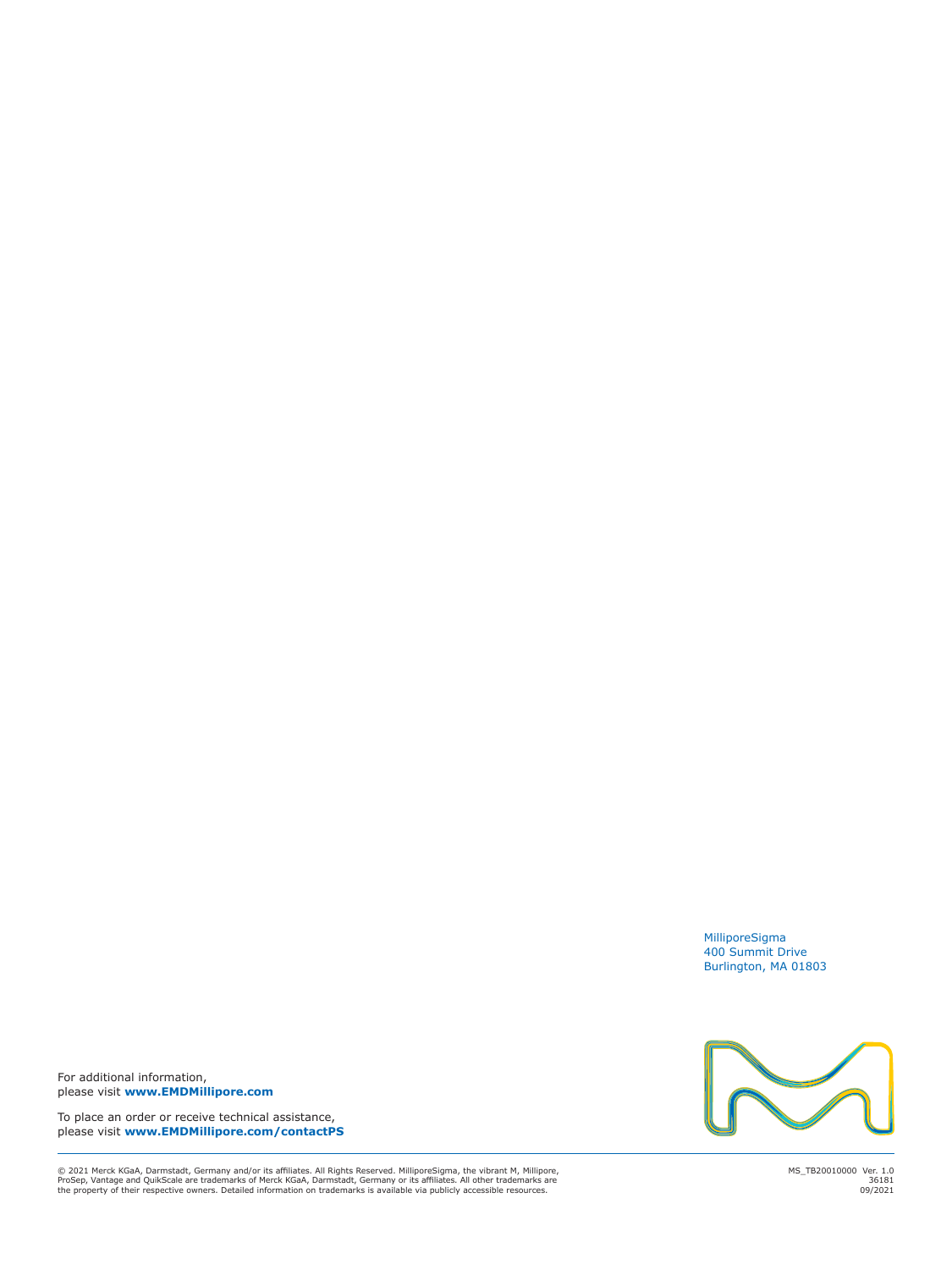MilliporeSigma
400 Summit Drive
Burlington, MA 01803

For additional information,
please visit **www.EMDMillipore.com**

To place an order or receive technical assistance,
please visit **www.EMDMillipore.com/contactPS**

© 2021 Merck KGaA, Darmstadt, Germany and/or its affiliates. All Rights Reserved. MilliporeSigma, the vibrant M, Millipore, ProSep, Vantage and QuikScale are trademarks of Merck KGaA, Darmstadt, Germany or its affiliates. All other trademarks are the property of their respective owners. Detailed information on trademarks is available via publicly accessible resources.

MS_TB20010000 Ver. 1.0
36181
09/2021